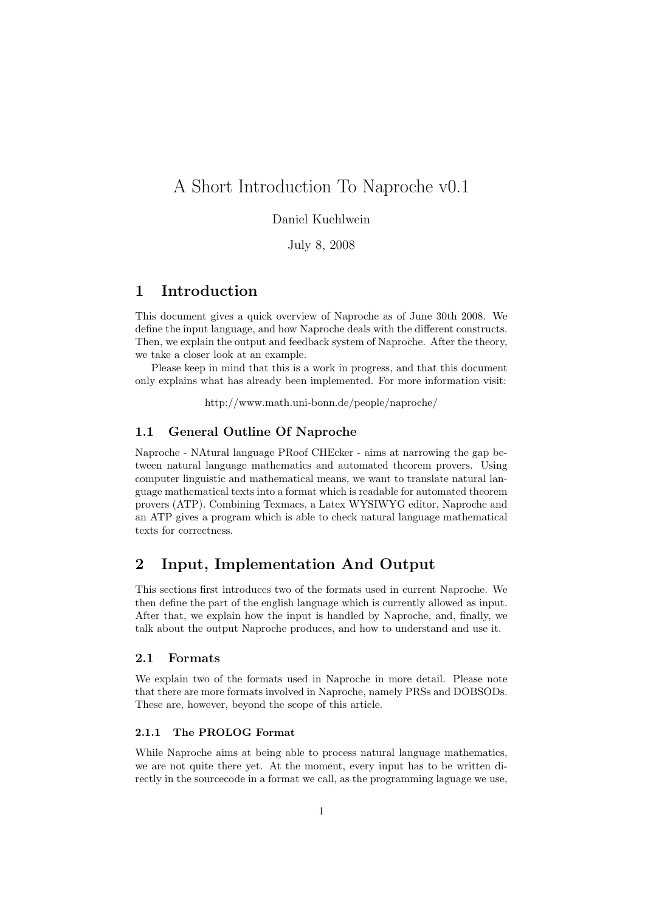# A Short Introduction To Naproche v0.1

Daniel Kuehlwein

July 8, 2008

## 1 Introduction

This document gives a quick overview of Naproche as of June 30th 2008. We define the input language, and how Naproche deals with the different constructs. Then, we explain the output and feedback system of Naproche. After the theory, we take a closer look at an example.

Please keep in mind that this is a work in progress, and that this document only explains what has already been implemented. For more information visit:

http://www.math.uni-bonn.de/people/naproche/

### 1.1 General Outline Of Naproche

Naproche - NAtural language PRoof CHEcker - aims at narrowing the gap between natural language mathematics and automated theorem provers. Using computer linguistic and mathematical means, we want to translate natural language mathematical texts into a format which is readable for automated theorem provers (ATP). Combining Texmacs, a Latex WYSIWYG editor, Naproche and an ATP gives a program which is able to check natural language mathematical texts for correctness.

## 2 Input, Implementation And Output

This sections first introduces two of the formats used in current Naproche. We then define the part of the english language which is currently allowed as input. After that, we explain how the input is handled by Naproche, and, finally, we talk about the output Naproche produces, and how to understand and use it.

### 2.1 Formats

We explain two of the formats used in Naproche in more detail. Please note that there are more formats involved in Naproche, namely PRSs and DOBSODs. These are, however, beyond the scope of this article.

#### 2.1.1 The PROLOG Format

While Naproche aims at being able to process natural language mathematics, we are not quite there yet. At the moment, every input has to be written directly in the sourcecode in a format we call, as the programming laguage we use,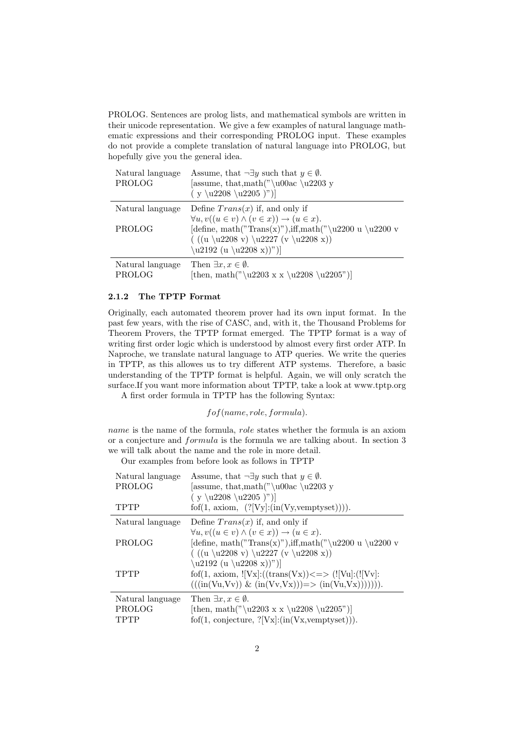PROLOG. Sentences are prolog lists, and mathematical symbols are written in their unicode representation. We give a few examples of natural language mathematic expressions and their corresponding PROLOG input. These examples do not provide a complete translation of natural language into PROLOG, but hopefully give you the general idea.

| | |
|---|---|
| Natural language | Assume, that $\neg\exists y$ such that $y \in \emptyset$. |
| PROLOG | [assume, that,math("\u00ac \u2203 y ( y \u2208 \u2205 )")] |
| Natural language | Define $Trans(x)$ if, and only if $\forall u, v((u \in v) \wedge (v \in x)) \rightarrow (u \in x)$. |
| PROLOG | [define, math("Trans(x)"),iff,math("\u2200 u \u2200 v ( ((u \u2208 v) \u2227 (v \u2208 x)) \u2192 (u \u2208 x))")] |
| Natural language | Then $\exists x, x \in \emptyset$. |
| PROLOG | [then, math("\u2203 x x \u2208 \u2205")] |

#### 2.1.2 The TPTP Format

Originally, each automated theorem prover had its own input format. In the past few years, with the rise of CASC, and, with it, the Thousand Problems for Theorem Provers, the TPTP format emerged. The TPTP format is a way of writing first order logic which is understood by almost every first order ATP. In Naproche, we translate natural language to ATP queries. We write the queries in TPTP, as this allowes us to try different ATP systems. Therefore, a basic understanding of the TPTP format is helpful. Again, we will only scratch the surface.If you want more information about TPTP, take a look at www.tptp.org

A first order formula in TPTP has the following Syntax:

$$fof(name, role, formula).$$

*name* is the name of the formula, *role* states whether the formula is an axiom or a conjecture and *formula* is the formula we are talking about. In section 3 we will talk about the name and the role in more detail.

Our examples from before look as follows in TPTP

| | |
|---|---|
| Natural language | Assume, that $\neg\exists y$ such that $y \in \emptyset$. |
| PROLOG | [assume, that,math("\u00ac \u2203 y ( y \u2208 \u2205 )")] |
| TPTP | fof(1, axiom, (?[Vy]:(in(Vy,vemptyset)))). |
| Natural language | Define $Trans(x)$ if, and only if $\forall u, v((u \in v) \wedge (v \in x)) \rightarrow (u \in x)$. |
| PROLOG | [define, math("Trans(x)"),iff,math("\u2200 u \u2200 v ( ((u \u2208 v) \u2227 (v \u2208 x)) \u2192 (u \u2208 x))")] |
| TPTP | fof(1, axiom, ![Vx]:((trans(Vx))<=> (![Vu]:(![Vv]: (((in(Vu,Vv)) & (in(Vv,Vx)))=> (in(Vu,Vx))))))). |
| Natural language | Then $\exists x, x \in \emptyset$. |
| PROLOG | [then, math("\u2203 x x \u2208 \u2205")] |
| TPTP | fof(1, conjecture, ?[Vx]:(in(Vx,vemptyset))). |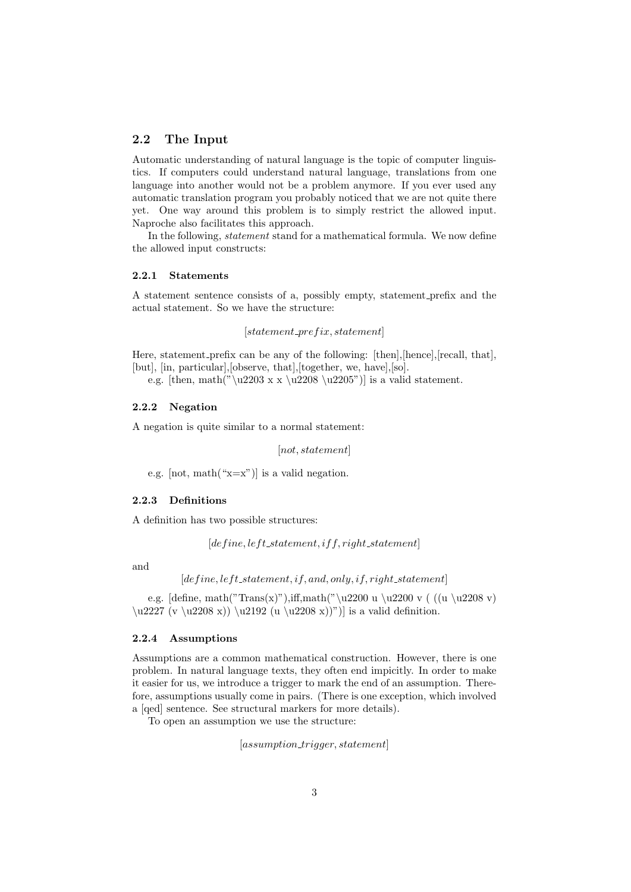## 2.2 The Input

Automatic understanding of natural language is the topic of computer linguistics. If computers could understand natural language, translations from one language into another would not be a problem anymore. If you ever used any automatic translation program you probably noticed that we are not quite there yet. One way around this problem is to simply restrict the allowed input. Naproche also facilitates this approach.

In the following, *statement* stand for a mathematical formula. We now define the allowed input constructs:

### 2.2.1 Statements

A statement sentence consists of a, possibly empty, statement_prefix and the actual statement. So we have the structure:

$$[statement\_prefix, statement]$$

Here, statement_prefix can be any of the following: [then],[hence],[recall, that], [but], [in, particular],[observe, that],[together, we, have],[so].

e.g. [then, math("\u2203 x x \u2208 \u2205")] is a valid statement.

### 2.2.2 Negation

A negation is quite similar to a normal statement:

$$[not, statement]$$

e.g. [not, math("x=x")] is a valid negation.

### 2.2.3 Definitions

A definition has two possible structures:

$$[define, left\_statement, iff, right\_statement]$$

and

$$[define, left\_statement, if, and, only, if, right\_statement]$$

e.g. [define, math("Trans(x)"),iff,math("\u2200 u \u2200 v ( ((u \u2208 v) \u2227 (v \u2208 x)) \u2192 (u \u2208 x))")] is a valid definition.

### 2.2.4 Assumptions

Assumptions are a common mathematical construction. However, there is one problem. In natural language texts, they often end impicitly. In order to make it easier for us, we introduce a trigger to mark the end of an assumption. Therefore, assumptions usually come in pairs. (There is one exception, which involved a [qed] sentence. See structural markers for more details).

To open an assumption we use the structure:

$$[assumption\_trigger, statement]$$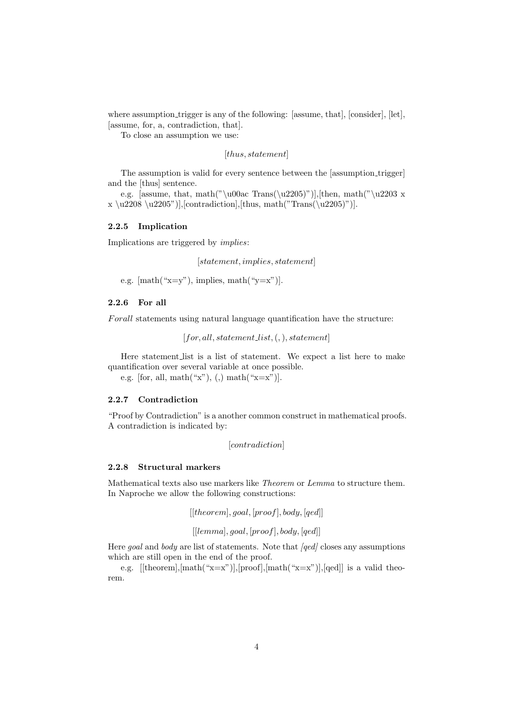where assumption_trigger is any of the following: [assume, that], [consider], [let], [assume, for, a, contradiction, that].

To close an assumption we use:

$$[thus, statement]$$

The assumption is valid for every sentence between the [assumption_trigger] and the [thus] sentence.

e.g. [assume, that, math("\u00ac Trans(\u2205)")],[then, math("\u2203 x x \u2208 \u2205")],[contradiction],[thus, math("Trans(\u2205)")].

### 2.2.5 Implication

Implications are triggered by *implies*:

$$[statement, implies, statement]$$

e.g. [math("x=y"), implies, math("y=x")].

### 2.2.6 For all

*Forall* statements using natural language quantification have the structure:

$$[for, all, statement\_list, (,), statement]$$

Here statement_list is a list of statement. We expect a list here to make quantification over several variable at once possible.

e.g. [for, all, math("x"), (,) math("x=x")].

### 2.2.7 Contradiction

"Proof by Contradiction" is a another common construct in mathematical proofs. A contradiction is indicated by:

$$[contradiction]$$

### 2.2.8 Structural markers

Mathematical texts also use markers like *Theorem* or *Lemma* to structure them. In Naproche we allow the following constructions:

$$[[theorem], goal, [proof], body, [qed]]$$

$$[[lemma], goal, [proof], body, [qed]]$$

Here *goal* and *body* are list of statements. Note that *[qed]* closes any assumptions which are still open in the end of the proof.

e.g. [[theorem],[math("x=x")],[proof],[math("x=x")],[qed]] is a valid theorem.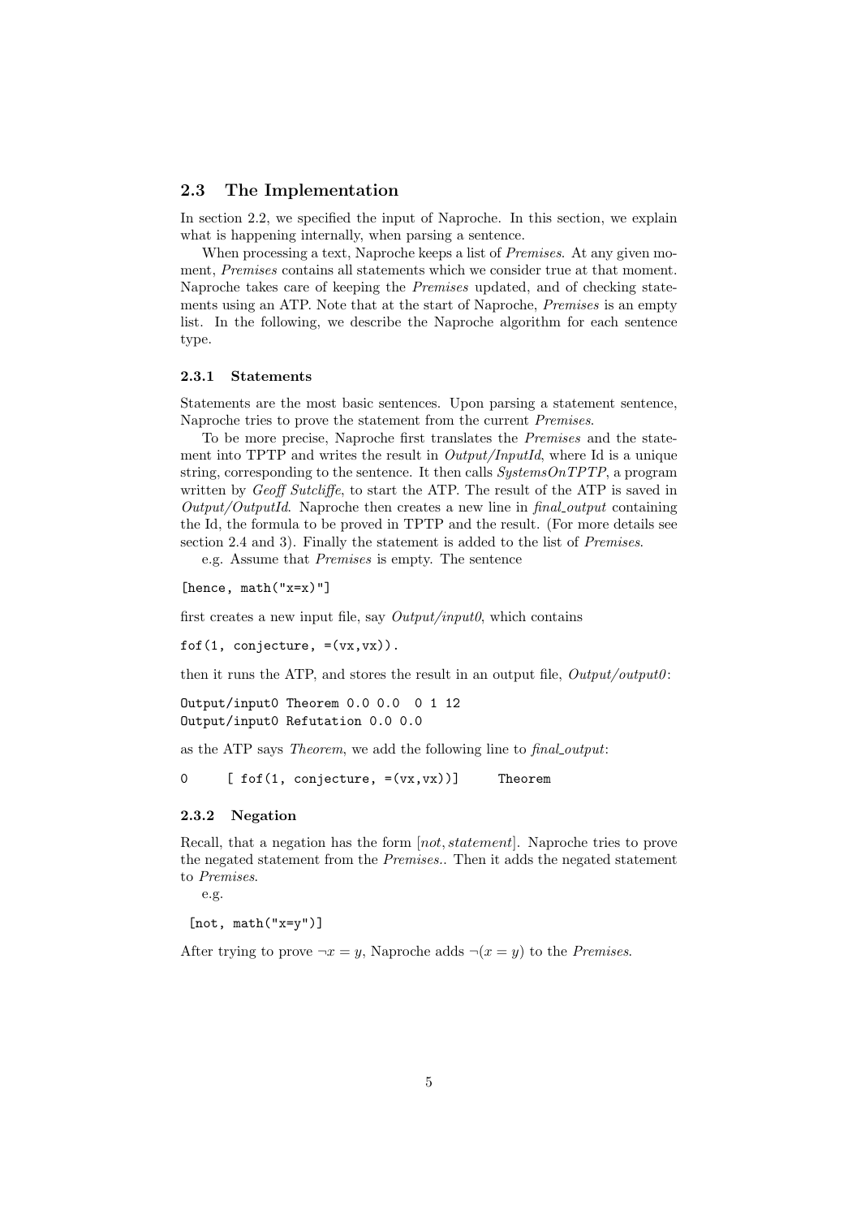## 2.3 The Implementation

In section 2.2, we specified the input of Naproche. In this section, we explain what is happening internally, when parsing a sentence.

When processing a text, Naproche keeps a list of *Premises*. At any given moment, *Premises* contains all statements which we consider true at that moment. Naproche takes care of keeping the *Premises* updated, and of checking statements using an ATP. Note that at the start of Naproche, *Premises* is an empty list. In the following, we describe the Naproche algorithm for each sentence type.

### 2.3.1 Statements

Statements are the most basic sentences. Upon parsing a statement sentence, Naproche tries to prove the statement from the current *Premises*.

To be more precise, Naproche first translates the *Premises* and the statement into TPTP and writes the result in *Output/InputId*, where Id is a unique string, corresponding to the sentence. It then calls *SystemsOnTPTP*, a program written by *Geoff Sutcliffe*, to start the ATP. The result of the ATP is saved in *Output/OutputId*. Naproche then creates a new line in *final_output* containing the Id, the formula to be proved in TPTP and the result. (For more details see section 2.4 and 3). Finally the statement is added to the list of *Premises*.

e.g. Assume that *Premises* is empty. The sentence

```
[hence, math("x=x)"]
```

first creates a new input file, say *Output/input0*, which contains

```
fof(1, conjecture, =(vx,vx)).
```

then it runs the ATP, and stores the result in an output file, *Output/output0*:

```
Output/input0 Theorem 0.0 0.0  0 1 12
Output/input0 Refutation 0.0 0.0
```

as the ATP says *Theorem*, we add the following line to *final_output*:

```
0     [ fof(1, conjecture, =(vx,vx))]     Theorem
```

### 2.3.2 Negation

Recall, that a negation has the form [*not*, *statement*]. Naproche tries to prove the negated statement from the *Premises*.. Then it adds the negated statement to *Premises*.

e.g.

```
[not, math("x=y")]
```

After trying to prove $\neg x = y$, Naproche adds $\neg(x = y)$ to the *Premises*.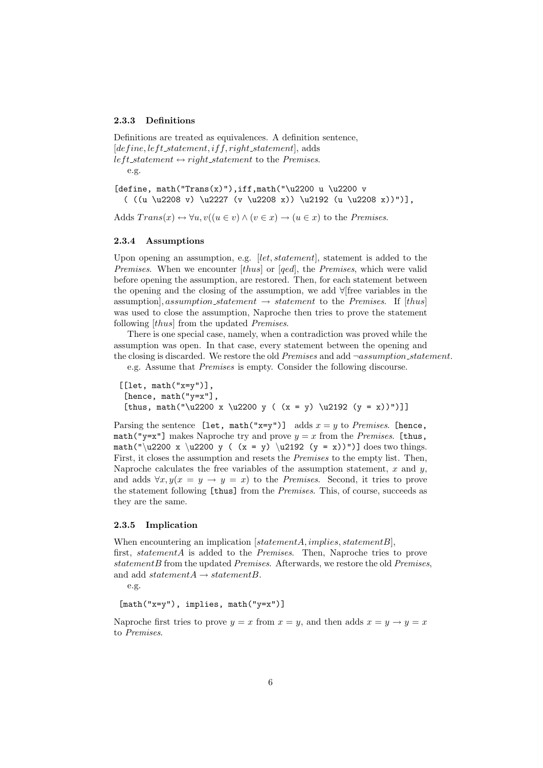### 2.3.3 Definitions

Definitions are treated as equivalences. A definition sentence, $[define, left\_statement, iff, right\_statement]$, adds $left\_statement \leftrightarrow right\_statement$ to the *Premises*.

e.g.

```
[define, math("Trans(x)"),iff,math("\u2200 u \u2200 v
  ( ((u \u2208 v) \u2227 (v \u2208 x)) \u2192 (u \u2208 x))")],
```

Adds $Trans(x) \leftrightarrow \forall u, v((u \in v) \wedge (v \in x) \rightarrow (u \in x)$ to the *Premises*.

### 2.3.4 Assumptions

Upon opening an assumption, e.g. $[let, statement]$, statement is added to the *Premises*. When we encounter $[thus]$ or $[qed]$, the *Premises*, which were valid before opening the assumption, are restored. Then, for each statement between the opening and the closing of the assumption, we add $\forall$[free variables in the assumption], $assumption\_statement \rightarrow statement$ to the *Premises*. If $[thus]$ was used to close the assumption, Naproche then tries to prove the statement following $[thus]$ from the updated *Premises*.

There is one special case, namely, when a contradiction was proved while the assumption was open. In that case, every statement between the opening and the closing is discarded. We restore the old *Premises* and add $\neg assumption\_statement$.

e.g. Assume that *Premises* is empty. Consider the following discourse.

```
[[let, math("x=y")],
 [hence, math("y=x"],
 [thus, math("\u2200 x \u2200 y ( (x = y) \u2192 (y = x))")]]
```

Parsing the sentence `[let, math("x=y")]` adds $x = y$ to *Premises*. `[hence, math("y=x"]` makes Naproche try and prove $y = x$ from the *Premises*. `[thus, math("\u2200 x \u2200 y ( (x = y) \u2192 (y = x))")]` does two things. First, it closes the assumption and resets the *Premises* to the empty list. Then, Naproche calculates the free variables of the assumption statement, $x$ and $y$, and adds $\forall x, y(x = y \rightarrow y = x)$ to the *Premises*. Second, it tries to prove the statement following `[thus]` from the *Premises*. This, of course, succeeds as they are the same.

### 2.3.5 Implication

When encountering an implication $[statementA, implies, statementB]$, first, *statementA* is added to the *Premises*. Then, Naproche tries to prove *statementB* from the updated *Premises*. Afterwards, we restore the old *Premises*, and add $statementA \rightarrow statementB$.

e.g.

```
[math("x=y"), implies, math("y=x")]
```

Naproche first tries to prove $y = x$ from $x = y$, and then adds $x = y \rightarrow y = x$ to *Premises*.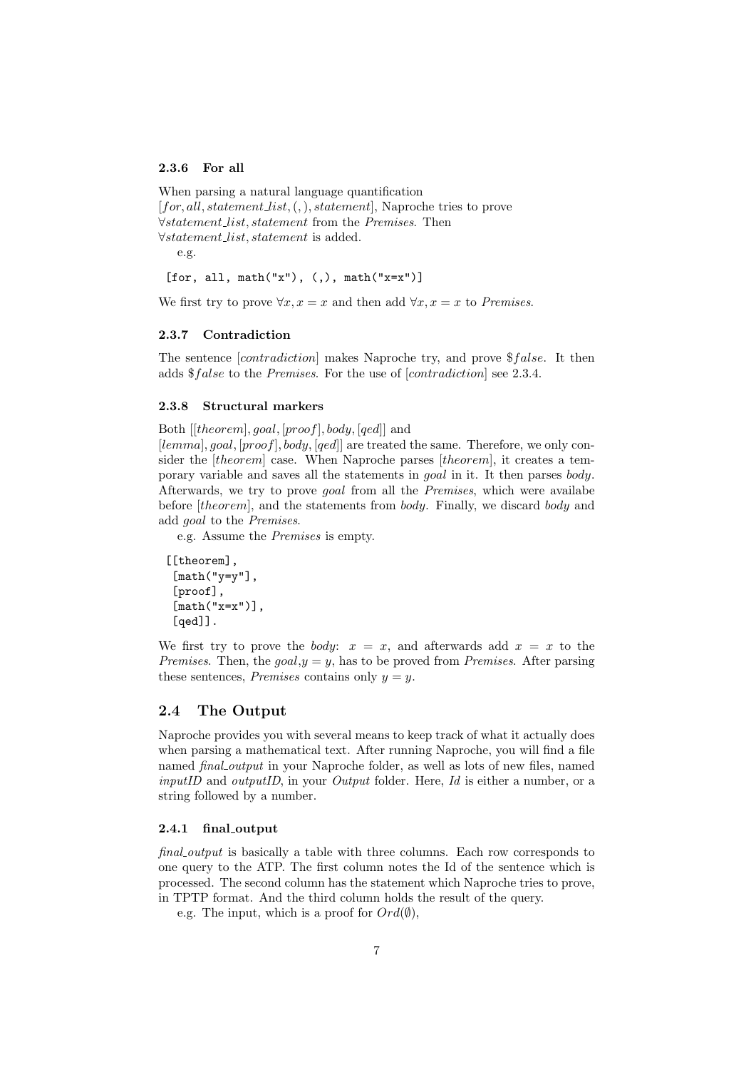### 2.3.6 For all

When parsing a natural language quantification $[for, all, statement\_list, (,), statement]$, Naproche tries to prove $\forall statement\_list, statement$ from the *Premises*. Then $\forall statement\_list, statement$ is added.

e.g.

```
[for, all, math("x"), (,), math("x=x")]
```

We first try to prove $\forall x, x = x$ and then add $\forall x, x = x$ to *Premises*.

### 2.3.7 Contradiction

The sentence $[contradiction]$ makes Naproche try, and prove $\$false$. It then adds $\$false$ to the *Premises*. For the use of $[contradiction]$ see 2.3.4.

### 2.3.8 Structural markers

Both $[[theorem], goal, [proof], body, [qed]]$ and $[lemma], goal, [proof], body, [qed]]$ are treated the same. Therefore, we only consider the $[theorem]$ case. When Naproche parses $[theorem]$, it creates a temporary variable and saves all the statements in *goal* in it. It then parses *body*. Afterwards, we try to prove *goal* from all the *Premises*, which were availabe before $[theorem]$, and the statements from *body*. Finally, we discard *body* and add *goal* to the *Premises*.

e.g. Assume the *Premises* is empty.

```
[[theorem],
 [math("y=y"],
 [proof],
 [math("x=x")],
 [qed]].
```

We first try to prove the *body*: $x = x$, and afterwards add $x = x$ to the *Premises*. Then, the *goal*,$y = y$, has to be proved from *Premises*. After parsing these sentences, *Premises* contains only $y = y$.

## 2.4 The Output

Naproche provides you with several means to keep track of what it actually does when parsing a mathematical text. After running Naproche, you will find a file named *final_output* in your Naproche folder, as well as lots of new files, named *inputID* and *outputID*, in your *Output* folder. Here, *Id* is either a number, or a string followed by a number.

### 2.4.1 final_output

*final_output* is basically a table with three columns. Each row corresponds to one query to the ATP. The first column notes the Id of the sentence which is processed. The second column has the statement which Naproche tries to prove, in TPTP format. And the third column holds the result of the query.

e.g. The input, which is a proof for $Ord(\emptyset)$,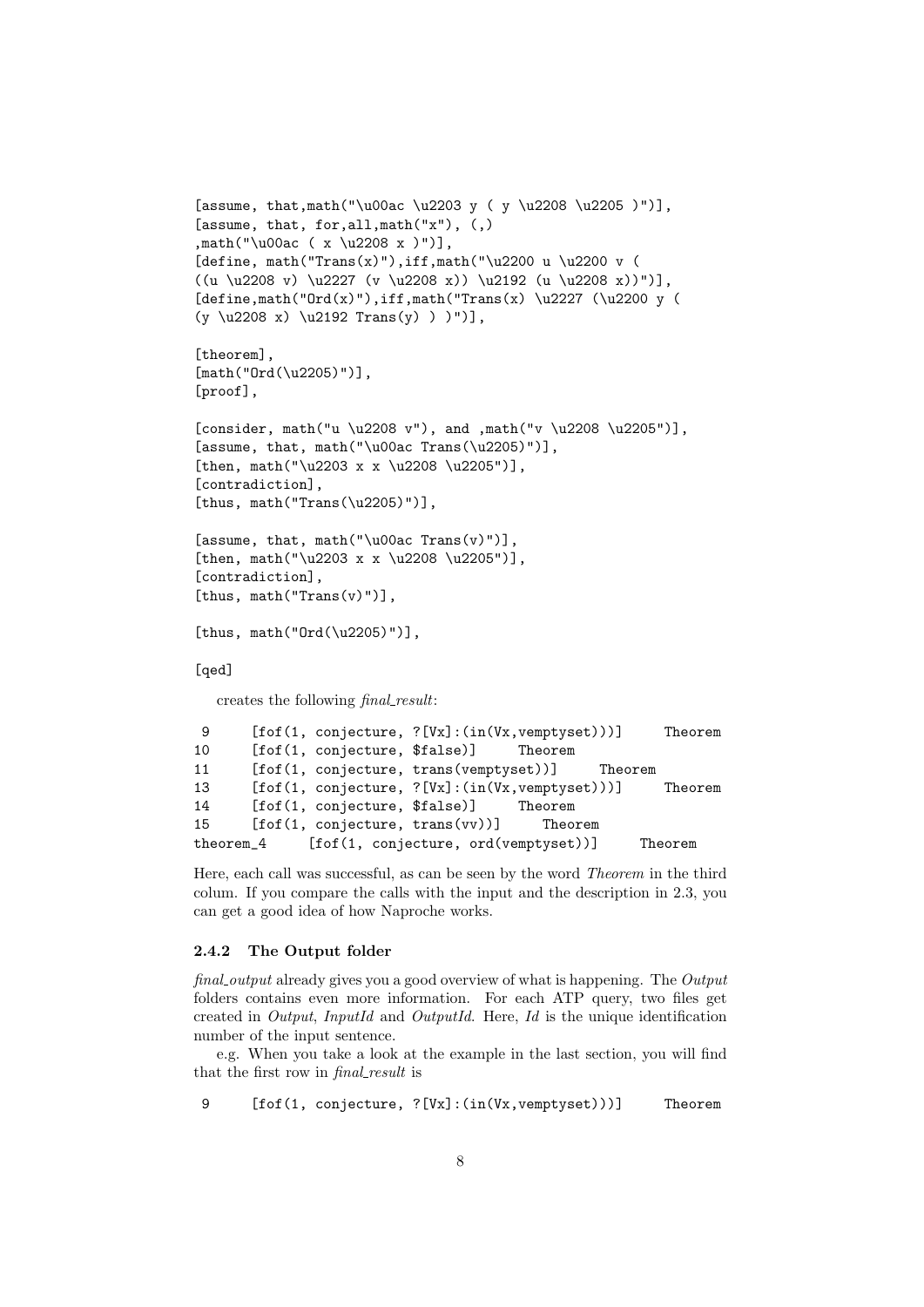```
[assume, that,math("\u00ac \u2203 y ( y \u2208 \u2205 )")],
[assume, that, for,all,math("x"), (,)
,math("\u00ac ( x \u2208 x )")],
[define, math("Trans(x)"),iff,math("\u2200 u \u2200 v (
((u \u2208 v) \u2227 (v \u2208 x)) \u2192 (u \u2208 x))")],
[define,math("Ord(x)"),iff,math("Trans(x) \u2227 (\u2200 y (
(y \u2208 x) \u2192 Trans(y) ) )")],

[theorem],
[math("Ord(\u2205)")],
[proof],

[consider, math("u \u2208 v"), and ,math("v \u2208 \u2205")],
[assume, that, math("\u00ac Trans(\u2205)")],
[then, math("\u2203 x x \u2208 \u2205")],
[contradiction],
[thus, math("Trans(\u2205)")],

[assume, that, math("\u00ac Trans(v)")],
[then, math("\u2203 x x \u2208 \u2205")],
[contradiction],
[thus, math("Trans(v)")],

[thus, math("Ord(\u2205)")],

[qed]
```

creates the following *final_result*:

```
9       [fof(1, conjecture, ?[Vx]:(in(Vx,vemptyset)))]      Theorem
10      [fof(1, conjecture, $false)]     Theorem
11      [fof(1, conjecture, trans(vemptyset))]     Theorem
13      [fof(1, conjecture, ?[Vx]:(in(Vx,vemptyset)))]      Theorem
14      [fof(1, conjecture, $false)]     Theorem
15      [fof(1, conjecture, trans(vv))]     Theorem
theorem_4     [fof(1, conjecture, ord(vemptyset))]     Theorem
```

Here, each call was successful, as can be seen by the word *Theorem* in the third colum. If you compare the calls with the input and the description in 2.3, you can get a good idea of how Naproche works.

### 2.4.2 The Output folder

*final_output* already gives you a good overview of what is happening. The *Output* folders contains even more information. For each ATP query, two files get created in *Output*, *InputId* and *OutputId*. Here, *Id* is the unique identification number of the input sentence.

e.g. When you take a look at the example in the last section, you will find that the first row in *final_result* is

```
9       [fof(1, conjecture, ?[Vx]:(in(Vx,vemptyset)))]      Theorem
```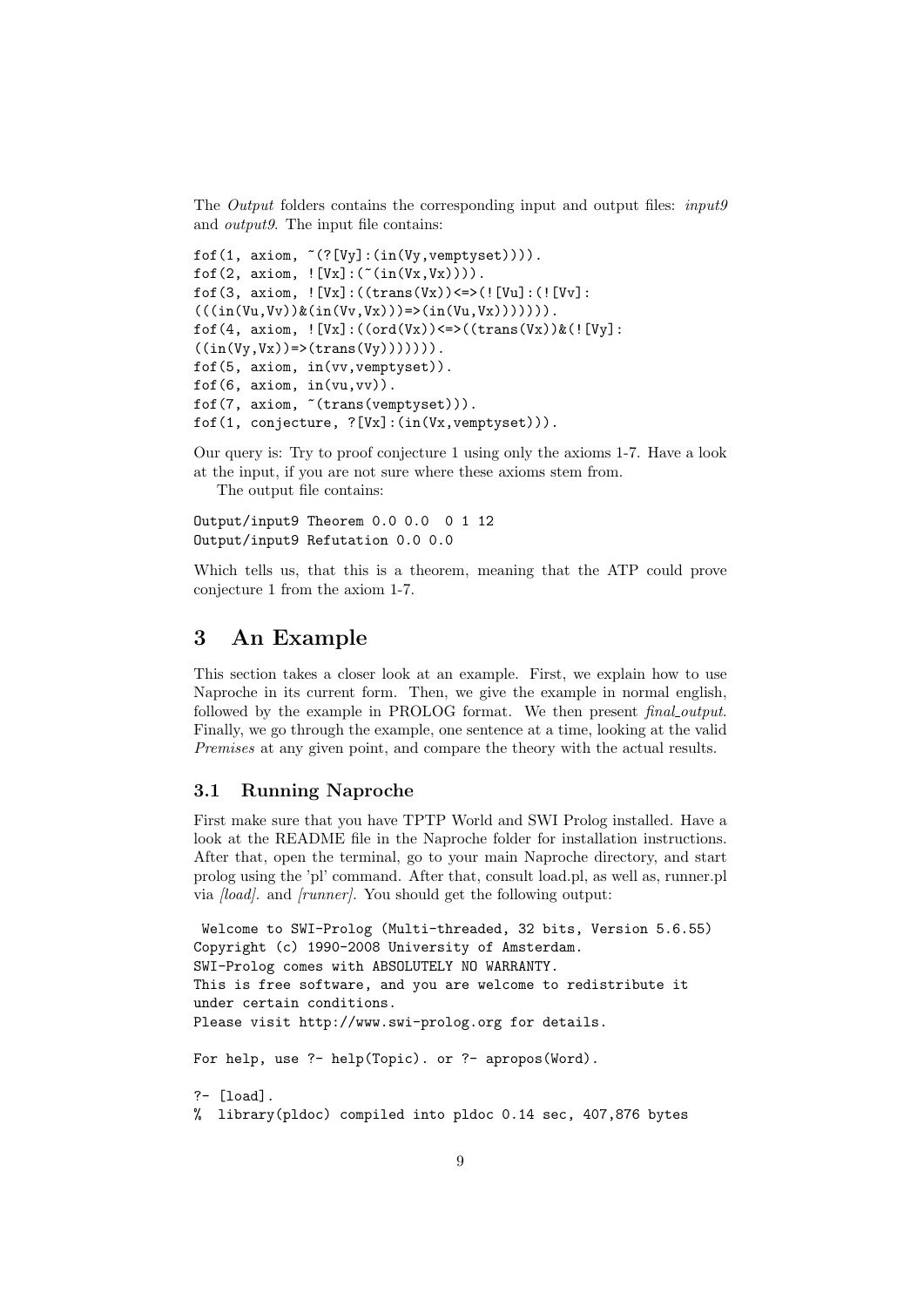The *Output* folders contains the corresponding input and output files: *input9* and *output9*. The input file contains:

```
fof(1, axiom, ~(?[Vy]:(in(Vy,vemptyset)))).
fof(2, axiom, ![Vx]:(~(in(Vx,Vx)))).
fof(3, axiom, ![Vx]:((trans(Vx))<=>(![Vu]:(![Vv]:
(((in(Vu,Vv))&(in(Vv,Vx)))=>(in(Vu,Vx))))))).
fof(4, axiom, ![Vx]:((ord(Vx))<=>((trans(Vx))&(![Vy]:
((in(Vy,Vx))=>(trans(Vy))))))).
fof(5, axiom, in(vv,vemptyset)).
fof(6, axiom, in(vu,vv)).
fof(7, axiom, ~(trans(vemptyset))).
fof(1, conjecture, ?[Vx]:(in(Vx,vemptyset))).
```

Our query is: Try to proof conjecture 1 using only the axioms 1-7. Have a look at the input, if you are not sure where these axioms stem from.

The output file contains:

```
Output/input9 Theorem 0.0 0.0  0 1 12
Output/input9 Refutation 0.0 0.0
```

Which tells us, that this is a theorem, meaning that the ATP could prove conjecture 1 from the axiom 1-7.

# 3 An Example

This section takes a closer look at an example. First, we explain how to use Naproche in its current form. Then, we give the example in normal english, followed by the example in PROLOG format. We then present *final_output*. Finally, we go through the example, one sentence at a time, looking at the valid *Premises* at any given point, and compare the theory with the actual results.

## 3.1 Running Naproche

First make sure that you have TPTP World and SWI Prolog installed. Have a look at the README file in the Naproche folder for installation instructions. After that, open the terminal, go to your main Naproche directory, and start prolog using the 'pl' command. After that, consult load.pl, as well as, runner.pl via *[load].* and *[runner].* You should get the following output:

```
 Welcome to SWI-Prolog (Multi-threaded, 32 bits, Version 5.6.55)
Copyright (c) 1990-2008 University of Amsterdam.
SWI-Prolog comes with ABSOLUTELY NO WARRANTY.
This is free software, and you are welcome to redistribute it
under certain conditions.
Please visit http://www.swi-prolog.org for details.

For help, use ?- help(Topic). or ?- apropos(Word).

?- [load].
%  library(pldoc) compiled into pldoc 0.14 sec, 407,876 bytes
```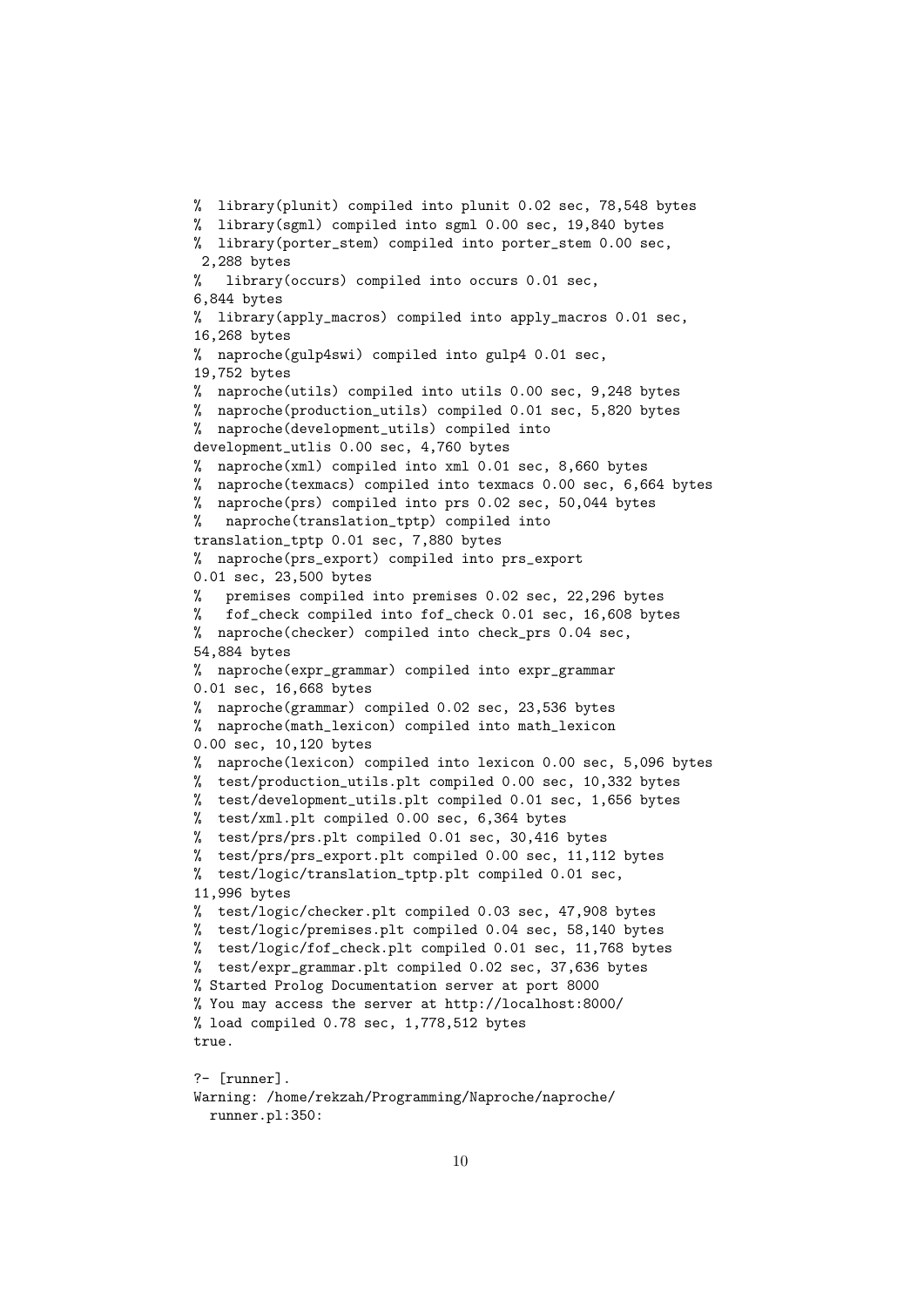```
% library(plunit) compiled into plunit 0.02 sec, 78,548 bytes
% library(sgml) compiled into sgml 0.00 sec, 19,840 bytes
% library(porter_stem) compiled into porter_stem 0.00 sec,
 2,288 bytes
%   library(occurs) compiled into occurs 0.01 sec,
6,844 bytes
% library(apply_macros) compiled into apply_macros 0.01 sec,
16,268 bytes
% naproche(gulp4swi) compiled into gulp4 0.01 sec,
19,752 bytes
% naproche(utils) compiled into utils 0.00 sec, 9,248 bytes
% naproche(production_utils) compiled 0.01 sec, 5,820 bytes
% naproche(development_utils) compiled into
development_utlis 0.00 sec, 4,760 bytes
% naproche(xml) compiled into xml 0.01 sec, 8,660 bytes
% naproche(texmacs) compiled into texmacs 0.00 sec, 6,664 bytes
% naproche(prs) compiled into prs 0.02 sec, 50,044 bytes
%   naproche(translation_tptp) compiled into
translation_tptp 0.01 sec, 7,880 bytes
% naproche(prs_export) compiled into prs_export
0.01 sec, 23,500 bytes
%   premises compiled into premises 0.02 sec, 22,296 bytes
%   fof_check compiled into fof_check 0.01 sec, 16,608 bytes
% naproche(checker) compiled into check_prs 0.04 sec,
54,884 bytes
% naproche(expr_grammar) compiled into expr_grammar
0.01 sec, 16,668 bytes
% naproche(grammar) compiled 0.02 sec, 23,536 bytes
% naproche(math_lexicon) compiled into math_lexicon
0.00 sec, 10,120 bytes
% naproche(lexicon) compiled into lexicon 0.00 sec, 5,096 bytes
% test/production_utils.plt compiled 0.00 sec, 10,332 bytes
% test/development_utils.plt compiled 0.01 sec, 1,656 bytes
% test/xml.plt compiled 0.00 sec, 6,364 bytes
% test/prs/prs.plt compiled 0.01 sec, 30,416 bytes
% test/prs/prs_export.plt compiled 0.00 sec, 11,112 bytes
% test/logic/translation_tptp.plt compiled 0.01 sec,
11,996 bytes
% test/logic/checker.plt compiled 0.03 sec, 47,908 bytes
% test/logic/premises.plt compiled 0.04 sec, 58,140 bytes
% test/logic/fof_check.plt compiled 0.01 sec, 11,768 bytes
% test/expr_grammar.plt compiled 0.02 sec, 37,636 bytes
% Started Prolog Documentation server at port 8000
% You may access the server at http://localhost:8000/
% load compiled 0.78 sec, 1,778,512 bytes
true.

?- [runner].
Warning: /home/rekzah/Programming/Naproche/naproche/
  runner.pl:350:
```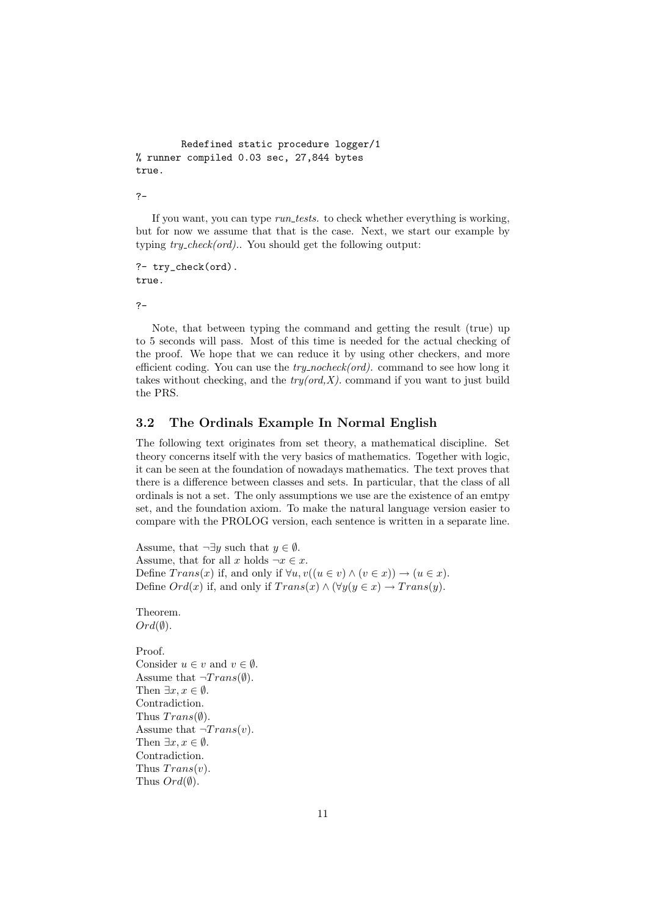```
        Redefined static procedure logger/1
% runner compiled 0.03 sec, 27,844 bytes
true.

?-
```

If you want, you can type *run_tests.* to check whether everything is working, but for now we assume that that is the case. Next, we start our example by typing *try_check(ord).*. You should get the following output:

```
?- try_check(ord).
true.

?-
```

Note, that between typing the command and getting the result (true) up to 5 seconds will pass. Most of this time is needed for the actual checking of the proof. We hope that we can reduce it by using other checkers, and more efficient coding. You can use the *try_nocheck(ord).* command to see how long it takes without checking, and the *try(ord,X).* command if you want to just build the PRS.

### 3.2 The Ordinals Example In Normal English

The following text originates from set theory, a mathematical discipline. Set theory concerns itself with the very basics of mathematics. Together with logic, it can be seen at the foundation of nowadays mathematics. The text proves that there is a difference between classes and sets. In particular, that the class of all ordinals is not a set. The only assumptions we use are the existence of an emtpy set, and the foundation axiom. To make the natural language version easier to compare with the PROLOG version, each sentence is written in a separate line.

Assume, that $\neg\exists y$ such that $y \in \emptyset$.
Assume, that for all $x$ holds $\neg x \in x$.
Define $Trans(x)$ if, and only if $\forall u, v((u \in v) \wedge (v \in x)) \rightarrow (u \in x)$.
Define $Ord(x)$ if, and only if $Trans(x) \wedge (\forall y(y \in x) \rightarrow Trans(y)$.

Theorem.
$Ord(\emptyset)$.

Proof.
Consider $u \in v$ and $v \in \emptyset$.
Assume that $\neg Trans(\emptyset)$.
Then $\exists x, x \in \emptyset$.
Contradiction.
Thus $Trans(\emptyset)$.
Assume that $\neg Trans(v)$.
Then $\exists x, x \in \emptyset$.
Contradiction.
Thus $Trans(v)$.
Thus $Ord(\emptyset)$.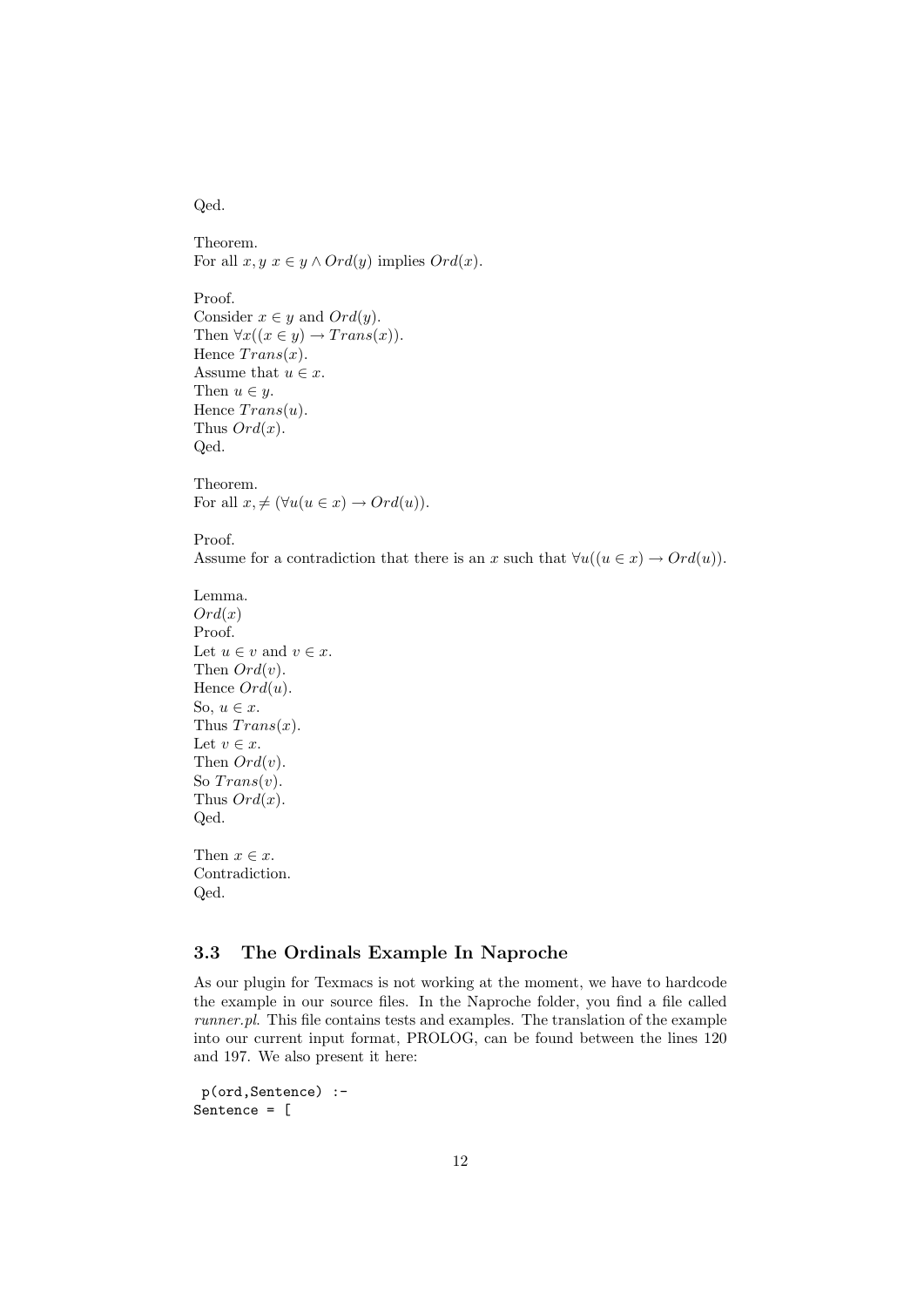Qed.

Theorem.
For all $x, y$ $x \in y \wedge Ord(y)$ implies $Ord(x)$.

Proof.
Consider $x \in y$ and $Ord(y)$.
Then $\forall x((x \in y) \rightarrow Trans(x))$.
Hence $Trans(x)$.
Assume that $u \in x$.
Then $u \in y$.
Hence $Trans(u)$.
Thus $Ord(x)$.
Qed.

Theorem.
For all $x, \neq (\forall u(u \in x) \rightarrow Ord(u))$.

Proof.
Assume for a contradiction that there is an $x$ such that $\forall u((u \in x) \rightarrow Ord(u))$.

Lemma.
$Ord(x)$
Proof.
Let $u \in v$ and $v \in x$.
Then $Ord(v)$.
Hence $Ord(u)$.
So, $u \in x$.
Thus $Trans(x)$.
Let $v \in x$.
Then $Ord(v)$.
So $Trans(v)$.
Thus $Ord(x)$.
Qed.

Then $x \in x$.
Contradiction.
Qed.

### 3.3 The Ordinals Example In Naproche

As our plugin for Texmacs is not working at the moment, we have to hardcode the example in our source files. In the Naproche folder, you find a file called *runner.pl*. This file contains tests and examples. The translation of the example into our current input format, PROLOG, can be found between the lines 120 and 197. We also present it here:

```
 p(ord,Sentence) :-
Sentence = [
```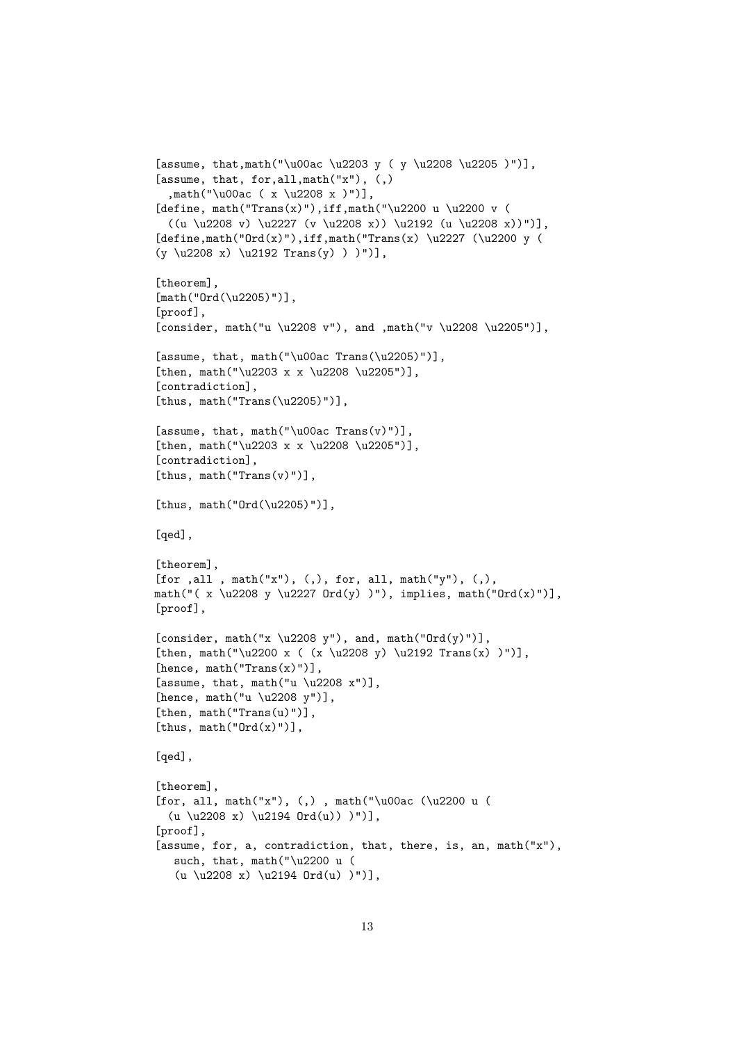```
[assume, that,math("\u00ac \u2203 y ( y \u2208 \u2205 )")],
[assume, that, for,all,math("x"), (,)
  ,math("\u00ac ( x \u2208 x )")],
[define, math("Trans(x)"),iff,math("\u2200 u \u2200 v (
  ((u \u2208 v) \u2227 (v \u2208 x)) \u2192 (u \u2208 x))")],
[define,math("Ord(x)"),iff,math("Trans(x) \u2227 (\u2200 y (
(y \u2208 x) \u2192 Trans(y) ) )")],

[theorem],
[math("Ord(\u2205)")],
[proof],
[consider, math("u \u2208 v"), and ,math("v \u2208 \u2205")],

[assume, that, math("\u00ac Trans(\u2205)")],
[then, math("\u2203 x x \u2208 \u2205")],
[contradiction],
[thus, math("Trans(\u2205)")],

[assume, that, math("\u00ac Trans(v)")],
[then, math("\u2203 x x \u2208 \u2205")],
[contradiction],
[thus, math("Trans(v)")],

[thus, math("Ord(\u2205)")],

[qed],

[theorem],
[for ,all , math("x"), (,), for, all, math("y"), (,),
math("( x \u2208 y \u2227 Ord(y) )"), implies, math("Ord(x)")],
[proof],

[consider, math("x \u2208 y"), and, math("Ord(y)")],
[then, math("\u2200 x ( (x \u2208 y) \u2192 Trans(x) )")],
[hence, math("Trans(x)")],
[assume, that, math("u \u2208 x")],
[hence, math("u \u2208 y")],
[then, math("Trans(u)")],
[thus, math("Ord(x)")],

[qed],

[theorem],
[for, all, math("x"), (,) , math("\u00ac (\u2200 u (
  (u \u2208 x) \u2194 Ord(u)) )")],
[proof],
[assume, for, a, contradiction, that, there, is, an, math("x"),
   such, that, math("\u2200 u (
   (u \u2208 x) \u2194 Ord(u) )")],
```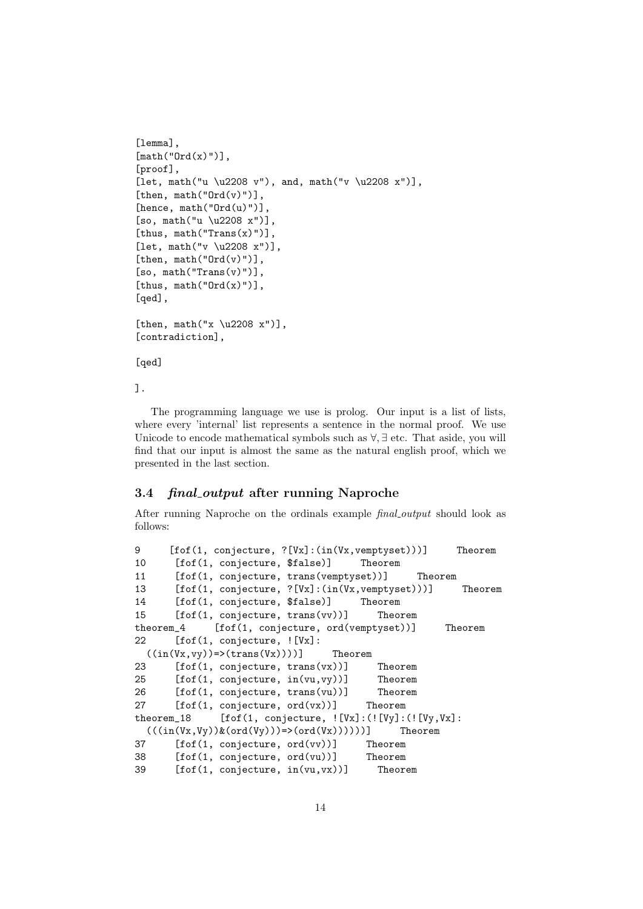```
[lemma],
[math("Ord(x)")],
[proof],
[let, math("u \u2208 v"), and, math("v \u2208 x")],
[then, math("Ord(v)")],
[hence, math("Ord(u)")],
[so, math("u \u2208 x")],
[thus, math("Trans(x)")],
[let, math("v \u2208 x")],
[then, math("Ord(v)")],
[so, math("Trans(v)")],
[thus, math("Ord(x)")],
[qed],

[then, math("x \u2208 x")],
[contradiction],

[qed]

].
```

The programming language we use is prolog. Our input is a list of lists, where every 'internal' list represents a sentence in the normal proof. We use Unicode to encode mathematical symbols such as $\forall, \exists$ etc. That aside, you will find that our input is almost the same as the natural english proof, which we presented in the last section.

### 3.4 *final_output* after running Naproche

After running Naproche on the ordinals example *final_output* should look as follows:

```
9     [fof(1, conjecture, ?[Vx]:(in(Vx,vemptyset)))]     Theorem
10     [fof(1, conjecture, $false)]     Theorem
11     [fof(1, conjecture, trans(vemptyset))]     Theorem
13     [fof(1, conjecture, ?[Vx]:(in(Vx,vemptyset)))]     Theorem
14     [fof(1, conjecture, $false)]     Theorem
15     [fof(1, conjecture, trans(vv))]     Theorem
theorem_4     [fof(1, conjecture, ord(vemptyset))]     Theorem
22     [fof(1, conjecture, ![Vx]:
  ((in(Vx,vy))=>(trans(Vx))))]     Theorem
23     [fof(1, conjecture, trans(vx))]     Theorem
25     [fof(1, conjecture, in(vu,vy))]     Theorem
26     [fof(1, conjecture, trans(vu))]     Theorem
27     [fof(1, conjecture, ord(vx))]     Theorem
theorem_18     [fof(1, conjecture, ![Vx]:(![Vy]:(![Vy,Vx]:
  (((in(Vx,Vy))&(ord(Vy)))=>(ord(Vx))))))]     Theorem
37     [fof(1, conjecture, ord(vv))]     Theorem
38     [fof(1, conjecture, ord(vu))]     Theorem
39     [fof(1, conjecture, in(vu,vx))]     Theorem
```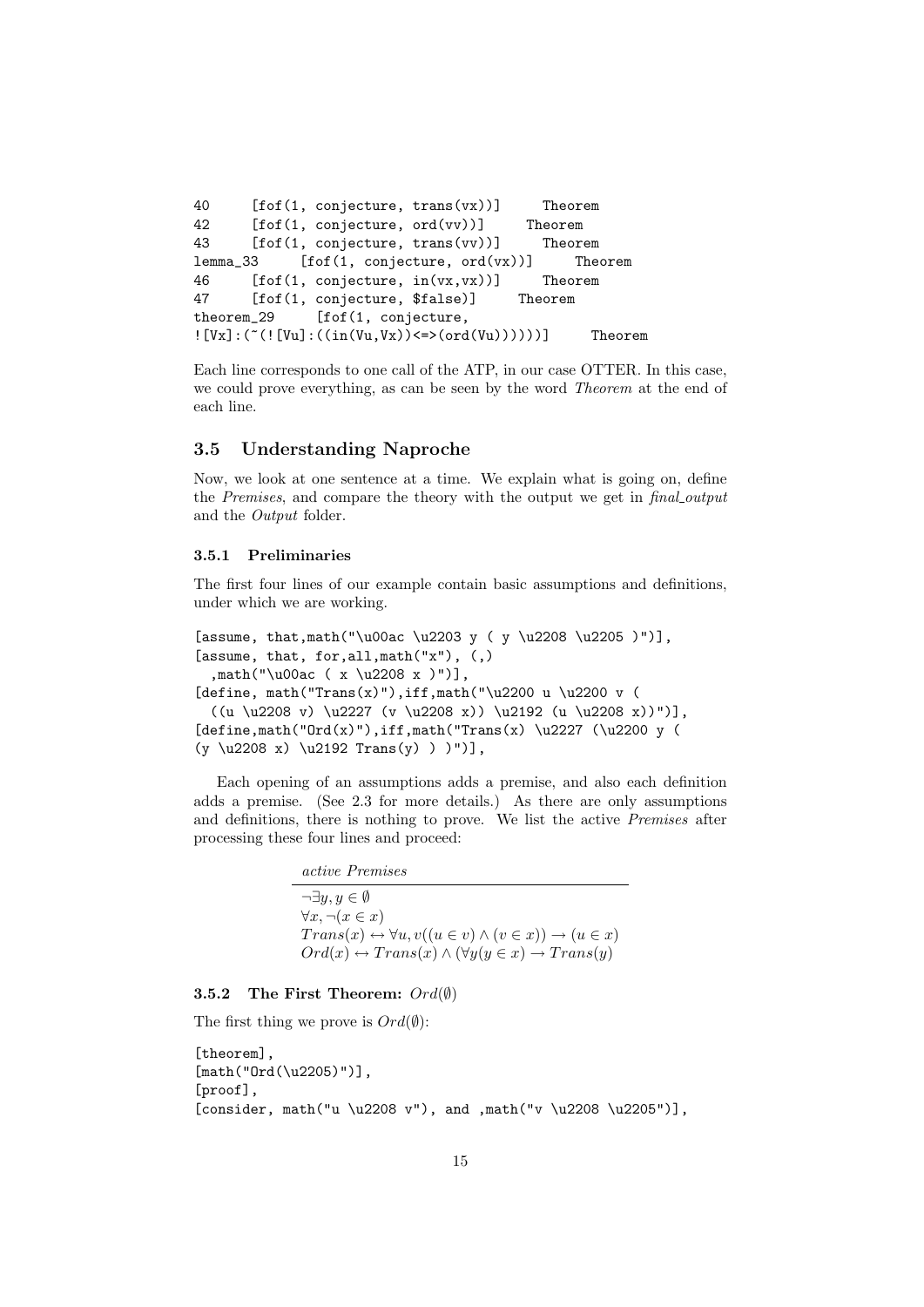```
40     [fof(1, conjecture, trans(vx))]     Theorem
42     [fof(1, conjecture, ord(vv))]     Theorem
43     [fof(1, conjecture, trans(vv))]     Theorem
lemma_33     [fof(1, conjecture, ord(vx))]     Theorem
46     [fof(1, conjecture, in(vx,vx))]     Theorem
47     [fof(1, conjecture, $false)]     Theorem
theorem_29     [fof(1, conjecture,
![Vx]:(~(![Vu]:((in(Vu,Vx))<=>(ord(Vu))))))]     Theorem
```

Each line corresponds to one call of the ATP, in our case OTTER. In this case, we could prove everything, as can be seen by the word *Theorem* at the end of each line.

## 3.5 Understanding Naproche

Now, we look at one sentence at a time. We explain what is going on, define the *Premises*, and compare the theory with the output we get in *final_output* and the *Output* folder.

### 3.5.1 Preliminaries

The first four lines of our example contain basic assumptions and definitions, under which we are working.

```
[assume, that,math("\u00ac \u2203 y ( y \u2208 \u2205 )")],
[assume, that, for,all,math("x"), (,)
  ,math("\u00ac ( x \u2208 x )")],
[define, math("Trans(x)"),iff,math("\u2200 u \u2200 v (
  ((u \u2208 v) \u2227 (v \u2208 x)) \u2192 (u \u2208 x))")],
[define,math("Ord(x)"),iff,math("Trans(x) \u2227 (\u2200 y (
(y \u2208 x) \u2192 Trans(y) ) )")],
```

Each opening of an assumptions adds a premise, and also each definition adds a premise. (See 2.3 for more details.) As there are only assumptions and definitions, there is nothing to prove. We list the active *Premises* after processing these four lines and proceed:

| *active Premises* |
|---|
| $\neg\exists y, y \in \emptyset$ |
| $\forall x, \neg(x \in x)$ |
| $Trans(x) \leftrightarrow \forall u, v((u \in v) \wedge (v \in x)) \rightarrow (u \in x)$ |
| $Ord(x) \leftrightarrow Trans(x) \wedge (\forall y(y \in x) \rightarrow Trans(y)$ |

### 3.5.2 The First Theorem: $Ord(\emptyset)$

The first thing we prove is $Ord(\emptyset)$:

```
[theorem],
[math("Ord(\u2205)")],
[proof],
[consider, math("u \u2208 v"), and ,math("v \u2208 \u2205")],
```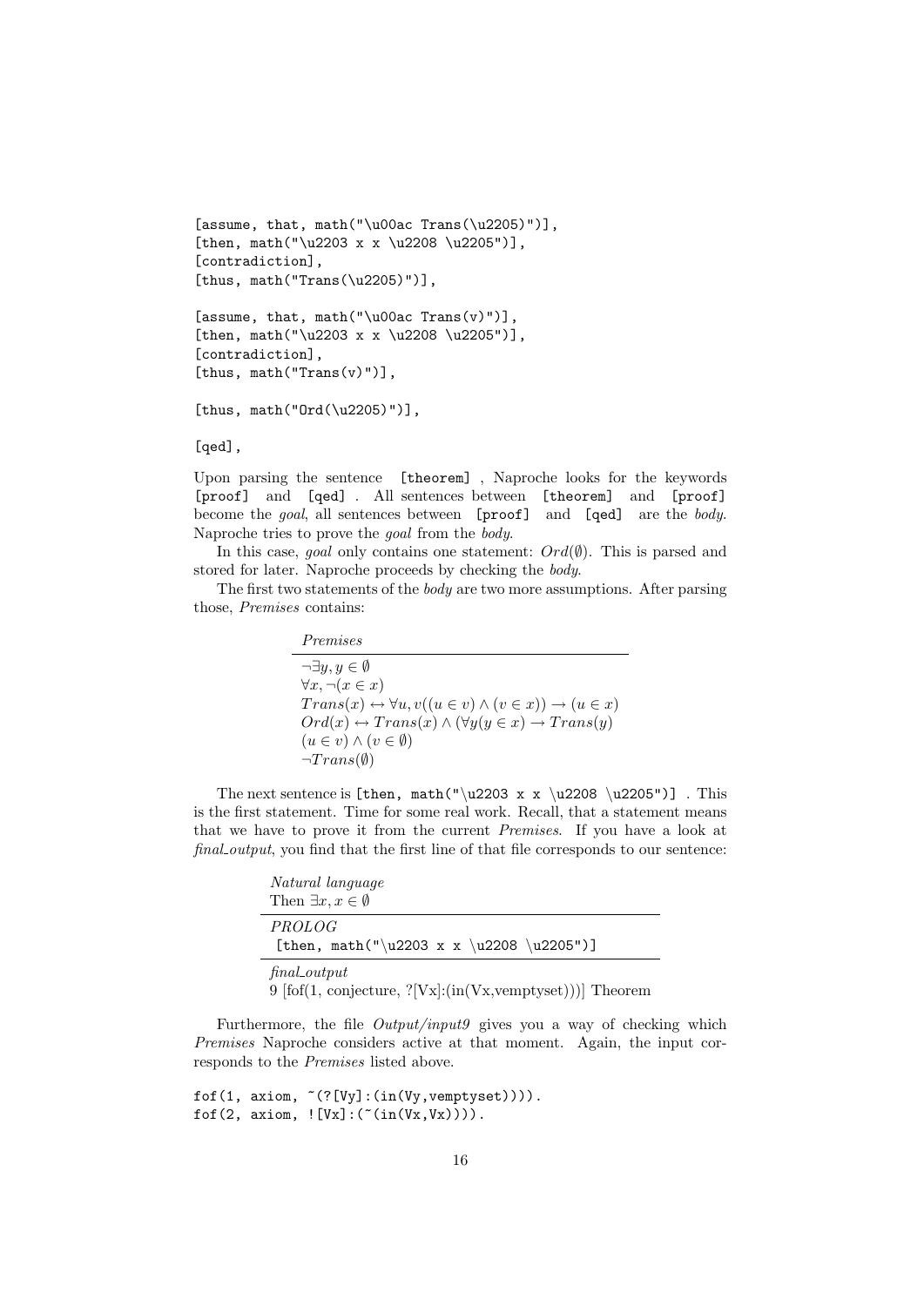```
[assume, that, math("\u00ac Trans(\u2205)")],
[then, math("\u2203 x x \u2208 \u2205")],
[contradiction],
[thus, math("Trans(\u2205)")],

[assume, that, math("\u00ac Trans(v)")],
[then, math("\u2203 x x \u2208 \u2205")],
[contradiction],
[thus, math("Trans(v)")],

[thus, math("Ord(\u2205)")],

[qed],
```

Upon parsing the sentence `[theorem]`, Naproche looks for the keywords `[proof]` and `[qed]`. All sentences between `[theorem]` and `[proof]` become the *goal*, all sentences between `[proof]` and `[qed]` are the *body*. Naproche tries to prove the *goal* from the *body*.

In this case, *goal* only contains one statement: $Ord(\emptyset)$. This is parsed and stored for later. Naproche proceeds by checking the *body*.

The first two statements of the *body* are two more assumptions. After parsing those, *Premises* contains:

| *Premises* |
|---|
| $\neg\exists y, y \in \emptyset$ |
| $\forall x, \neg(x \in x)$ |
| $Trans(x) \leftrightarrow \forall u, v((u \in v) \wedge (v \in x)) \rightarrow (u \in x)$ |
| $Ord(x) \leftrightarrow Trans(x) \wedge (\forall y(y \in x) \rightarrow Trans(y)$ |
| $(u \in v) \wedge (v \in \emptyset)$ |
| $\neg Trans(\emptyset)$ |

The next sentence is `[then, math("\u2203 x x \u2208 \u2205")]`. This is the first statement. Time for some real work. Recall, that a statement means that we have to prove it from the current *Premises*. If you have a look at *final_output*, you find that the first line of that file corresponds to our sentence:

| *Natural language*<br>Then $\exists x, x \in \emptyset$ |
|---|
| *PROLOG*<br>`[then, math("\u2203 x x \u2208 \u2205")]` |
| *final_output*<br>9 [fof(1, conjecture, ?[Vx]:(in(Vx,vemptyset)))] Theorem |

Furthermore, the file *Output/input9* gives you a way of checking which *Premises* Naproche considers active at that moment. Again, the input corresponds to the *Premises* listed above.

```
fof(1, axiom, ~(?[Vy]:(in(Vy,vemptyset)))).
fof(2, axiom, ![Vx]:(~(in(Vx,Vx)))).
```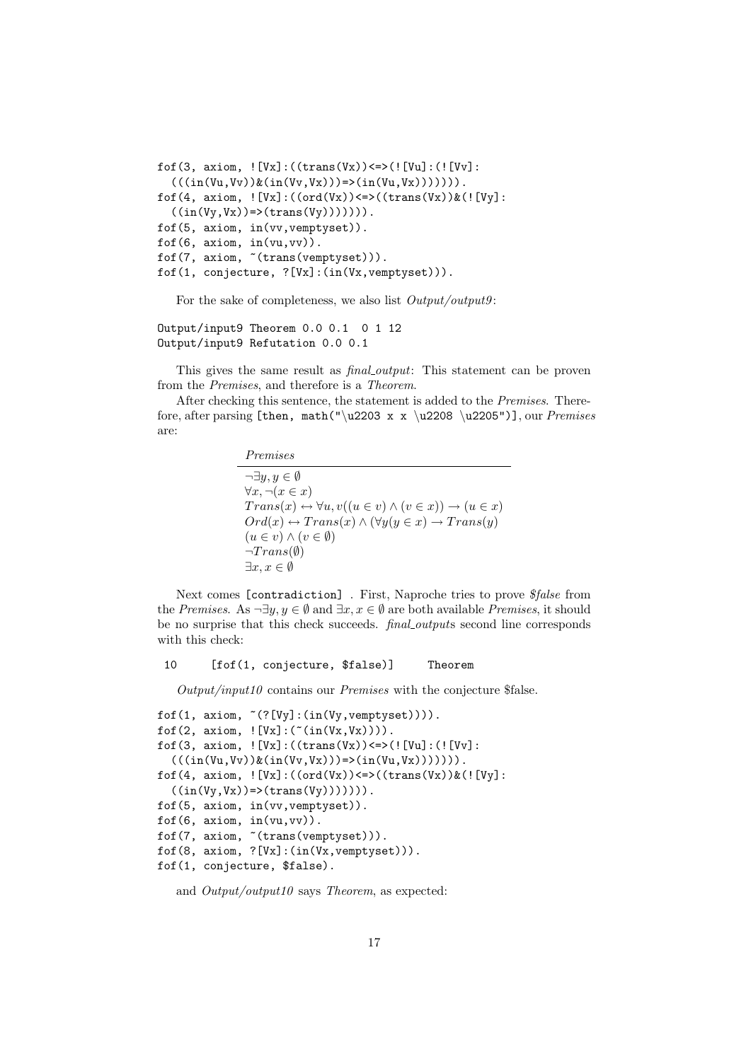```
fof(3, axiom, ![Vx]:((trans(Vx))<=>(![Vu]:(![Vv]:
  (((in(Vu,Vv))&(in(Vv,Vx)))=>(in(Vu,Vx))))))).
fof(4, axiom, ![Vx]:((ord(Vx))<=>((trans(Vx))&(![Vy]:
  ((in(Vy,Vx))=>(trans(Vy))))))).
fof(5, axiom, in(vv,vemptyset)).
fof(6, axiom, in(vu,vv)).
fof(7, axiom, ~(trans(vemptyset))).
fof(1, conjecture, ?[Vx]:(in(Vx,vemptyset))).
```

For the sake of completeness, we also list *Output/output9*:

```
Output/input9 Theorem 0.0 0.1  0 1 12
Output/input9 Refutation 0.0 0.1
```

This gives the same result as *final_output*: This statement can be proven from the *Premises*, and therefore is a *Theorem*.

After checking this sentence, the statement is added to the *Premises*. Therefore, after parsing `[then, math("\u2203 x x \u2208 \u2205")]`, our *Premises* are:

| *Premises* |
|---|
| $\neg\exists y, y \in \emptyset$ |
| $\forall x, \neg(x \in x)$ |
| $Trans(x) \leftrightarrow \forall u, v((u \in v) \wedge (v \in x)) \rightarrow (u \in x)$ |
| $Ord(x) \leftrightarrow Trans(x) \wedge (\forall y(y \in x) \rightarrow Trans(y)$ |
| $(u \in v) \wedge (v \in \emptyset)$ |
| $\neg Trans(\emptyset)$ |
| $\exists x, x \in \emptyset$ |

Next comes `[contradiction]` . First, Naproche tries to prove *$false* from the *Premises*. As $\neg\exists y, y \in \emptyset$ and $\exists x, x \in \emptyset$ are both available *Premises*, it should be no surprise that this check succeeds. *final_output*s second line corresponds with this check:

```
 10     [fof(1, conjecture, $false)]     Theorem
```

*Output/input10* contains our *Premises* with the conjecture $false.

```
fof(1, axiom, ~(?[Vy]:(in(Vy,vemptyset)))).
fof(2, axiom, ![Vx]:(~(in(Vx,Vx)))).
fof(3, axiom, ![Vx]:((trans(Vx))<=>(![Vu]:(![Vv]:
  (((in(Vu,Vv))&(in(Vv,Vx)))=>(in(Vu,Vx))))))).
fof(4, axiom, ![Vx]:((ord(Vx))<=>((trans(Vx))&(![Vy]:
  ((in(Vy,Vx))=>(trans(Vy))))))).
fof(5, axiom, in(vv,vemptyset)).
fof(6, axiom, in(vu,vv)).
fof(7, axiom, ~(trans(vemptyset))).
fof(8, axiom, ?[Vx]:(in(Vx,vemptyset))).
fof(1, conjecture, $false).
```

and *Output/output10* says *Theorem*, as expected: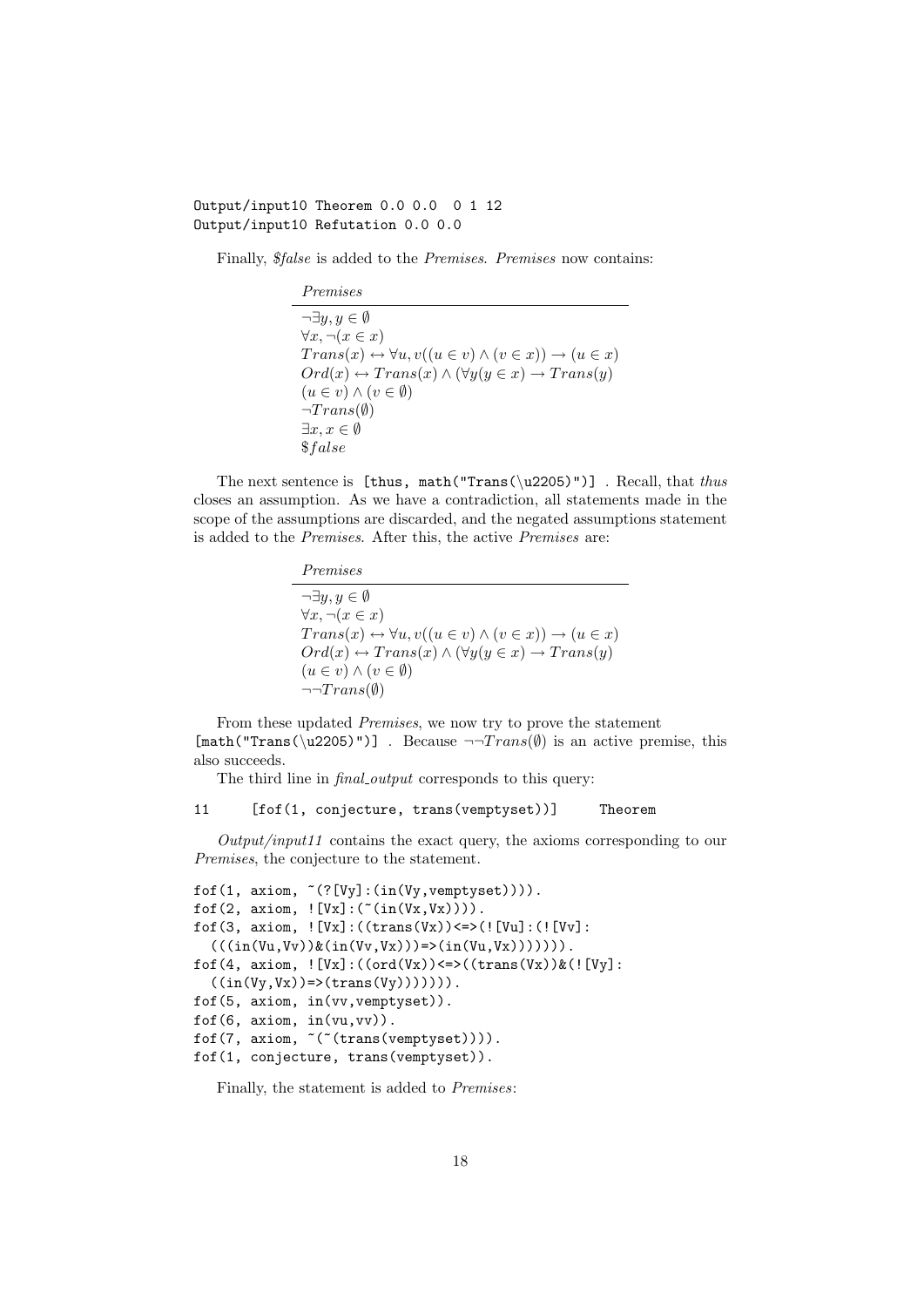```
Output/input10 Theorem 0.0 0.0  0 1 12
Output/input10 Refutation 0.0 0.0
```

Finally, *$false* is added to the *Premises*. *Premises* now contains:

| *Premises* |
|---|
| $\neg\exists y, y \in \emptyset$ |
| $\forall x, \neg(x \in x)$ |
| $Trans(x) \leftrightarrow \forall u, v((u \in v) \wedge (v \in x)) \rightarrow (u \in x)$ |
| $Ord(x) \leftrightarrow Trans(x) \wedge (\forall y(y \in x) \rightarrow Trans(y)$ |
| $(u \in v) \wedge (v \in \emptyset)$ |
| $\neg Trans(\emptyset)$ |
| $\exists x, x \in \emptyset$ |
| $\$false$ |

The next sentence is `[thus, math("Trans(\u2205)")]` . Recall, that *thus* closes an assumption. As we have a contradiction, all statements made in the scope of the assumptions are discarded, and the negated assumptions statement is added to the *Premises*. After this, the active *Premises* are:

| *Premises* |
|---|
| $\neg\exists y, y \in \emptyset$ |
| $\forall x, \neg(x \in x)$ |
| $Trans(x) \leftrightarrow \forall u, v((u \in v) \wedge (v \in x)) \rightarrow (u \in x)$ |
| $Ord(x) \leftrightarrow Trans(x) \wedge (\forall y(y \in x) \rightarrow Trans(y)$ |
| $(u \in v) \wedge (v \in \emptyset)$ |
| $\neg\neg Trans(\emptyset)$ |

From these updated *Premises*, we now try to prove the statement `[math("Trans(\u2205)")]` . Because $\neg\neg Trans(\emptyset)$ is an active premise, this also succeeds.

The third line in *final_output* corresponds to this query:

```
11      [fof(1, conjecture, trans(vemptyset))]      Theorem
```

*Output/input11* contains the exact query, the axioms corresponding to our *Premises*, the conjecture to the statement.

```
fof(1, axiom, ~(?[Vy]:(in(Vy,vemptyset)))).
fof(2, axiom, ![Vx]:(~(in(Vx,Vx)))).
fof(3, axiom, ![Vx]:((trans(Vx))<=>(![Vu]:(![Vv]:
  (((in(Vu,Vv))&(in(Vv,Vx)))=>(in(Vu,Vx))))))).
fof(4, axiom, ![Vx]:((ord(Vx))<=>((trans(Vx))&(![Vy]:
  ((in(Vy,Vx))=>(trans(Vy))))))).
fof(5, axiom, in(vv,vemptyset)).
fof(6, axiom, in(vu,vv)).
fof(7, axiom, ~(~(trans(vemptyset)))).
fof(1, conjecture, trans(vemptyset)).
```

Finally, the statement is added to *Premises*: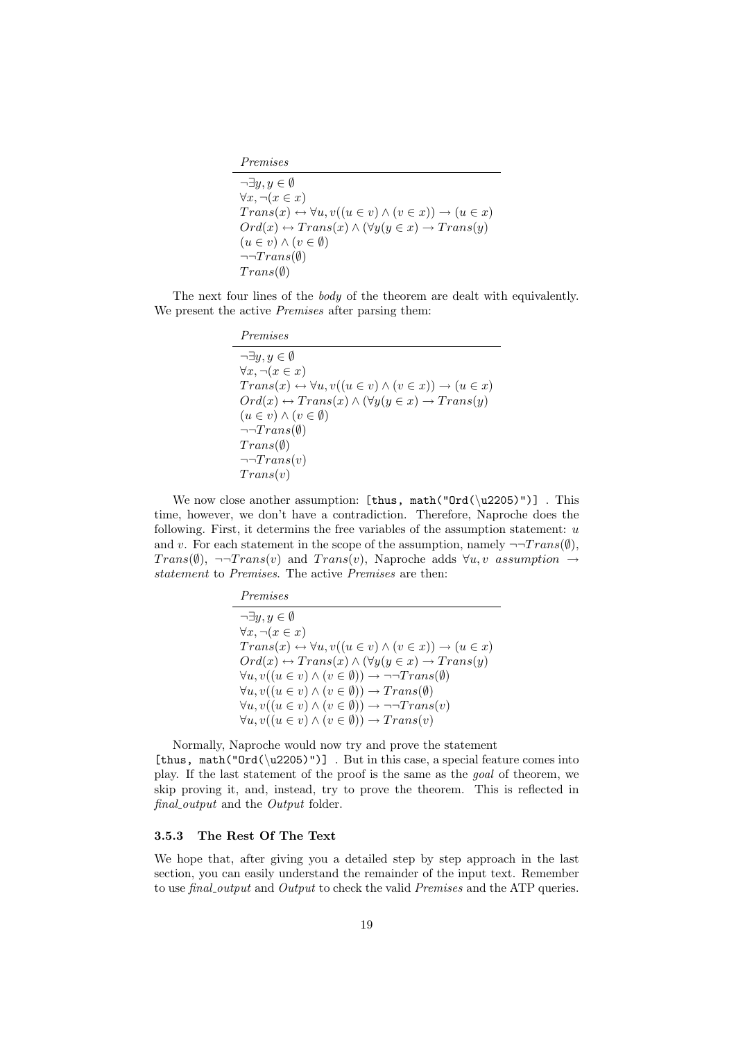| *Premises* |
|---|
| $\neg\exists y, y \in \emptyset$ |
| $\forall x, \neg(x \in x)$ |
| $Trans(x) \leftrightarrow \forall u, v((u \in v) \wedge (v \in x)) \rightarrow (u \in x)$ |
| $Ord(x) \leftrightarrow Trans(x) \wedge (\forall y(y \in x) \rightarrow Trans(y)$ |
| $(u \in v) \wedge (v \in \emptyset)$ |
| $\neg\neg Trans(\emptyset)$ |
| $Trans(\emptyset)$ |

The next four lines of the *body* of the theorem are dealt with equivalently. We present the active *Premises* after parsing them:

| *Premises* |
|---|
| $\neg\exists y, y \in \emptyset$ |
| $\forall x, \neg(x \in x)$ |
| $Trans(x) \leftrightarrow \forall u, v((u \in v) \wedge (v \in x)) \rightarrow (u \in x)$ |
| $Ord(x) \leftrightarrow Trans(x) \wedge (\forall y(y \in x) \rightarrow Trans(y)$ |
| $(u \in v) \wedge (v \in \emptyset)$ |
| $\neg\neg Trans(\emptyset)$ |
| $Trans(\emptyset)$ |
| $\neg\neg Trans(v)$ |
| $Trans(v)$ |

We now close another assumption: `[thus, math("Ord(\u2205)")]` . This time, however, we don't have a contradiction. Therefore, Naproche does the following. First, it determins the free variables of the assumption statement: $u$ and $v$. For each statement in the scope of the assumption, namely $\neg\neg Trans(\emptyset)$, $Trans(\emptyset)$, $\neg\neg Trans(v)$ and $Trans(v)$, Naproche adds $\forall u, v$ *assumption* $\rightarrow$ *statement* to *Premises*. The active *Premises* are then:

| *Premises* |
|---|
| $\neg\exists y, y \in \emptyset$ |
| $\forall x, \neg(x \in x)$ |
| $Trans(x) \leftrightarrow \forall u, v((u \in v) \wedge (v \in x)) \rightarrow (u \in x)$ |
| $Ord(x) \leftrightarrow Trans(x) \wedge (\forall y(y \in x) \rightarrow Trans(y)$ |
| $\forall u, v((u \in v) \wedge (v \in \emptyset)) \rightarrow \neg\neg Trans(\emptyset)$ |
| $\forall u, v((u \in v) \wedge (v \in \emptyset)) \rightarrow Trans(\emptyset)$ |
| $\forall u, v((u \in v) \wedge (v \in \emptyset)) \rightarrow \neg\neg Trans(v)$ |
| $\forall u, v((u \in v) \wedge (v \in \emptyset)) \rightarrow Trans(v)$ |

Normally, Naproche would now try and prove the statement `[thus, math("Ord(\u2205)")]` . But in this case, a special feature comes into play. If the last statement of the proof is the same as the *goal* of theorem, we skip proving it, and, instead, try to prove the theorem. This is reflected in *final_output* and the *Output* folder.

### 3.5.3 The Rest Of The Text

We hope that, after giving you a detailed step by step approach in the last section, you can easily understand the remainder of the input text. Remember to use *final_output* and *Output* to check the valid *Premises* and the ATP queries.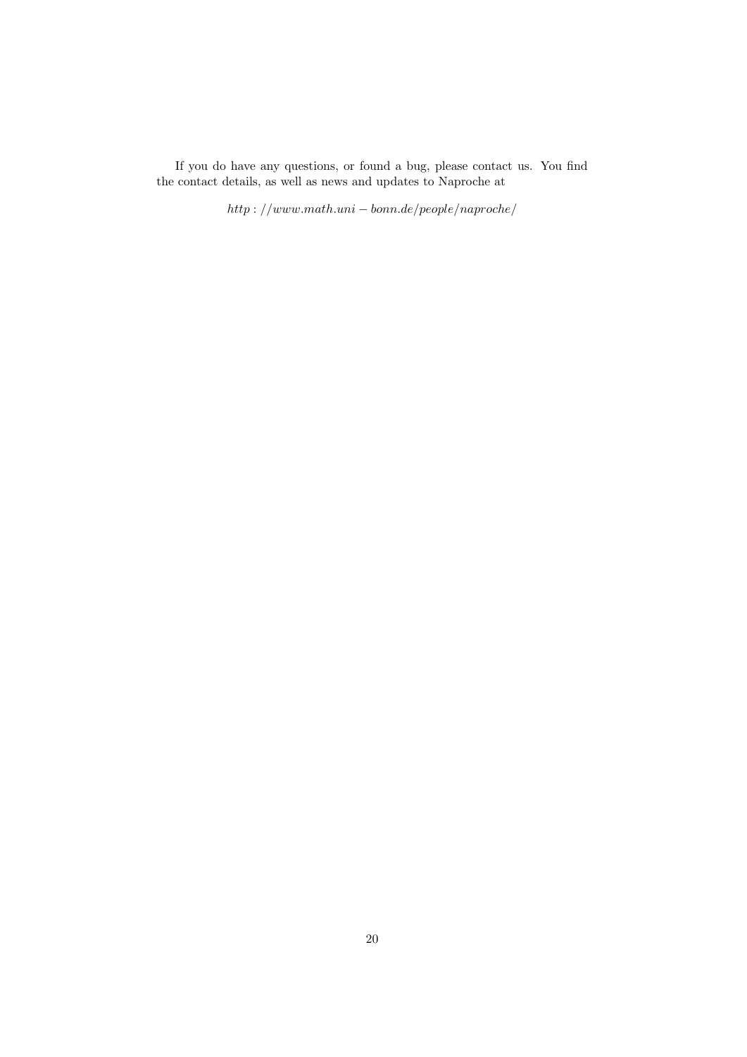If you do have any questions, or found a bug, please contact us. You find the contact details, as well as news and updates to Naproche at

$$http://www.math.uni-bonn.de/people/naproche/$$